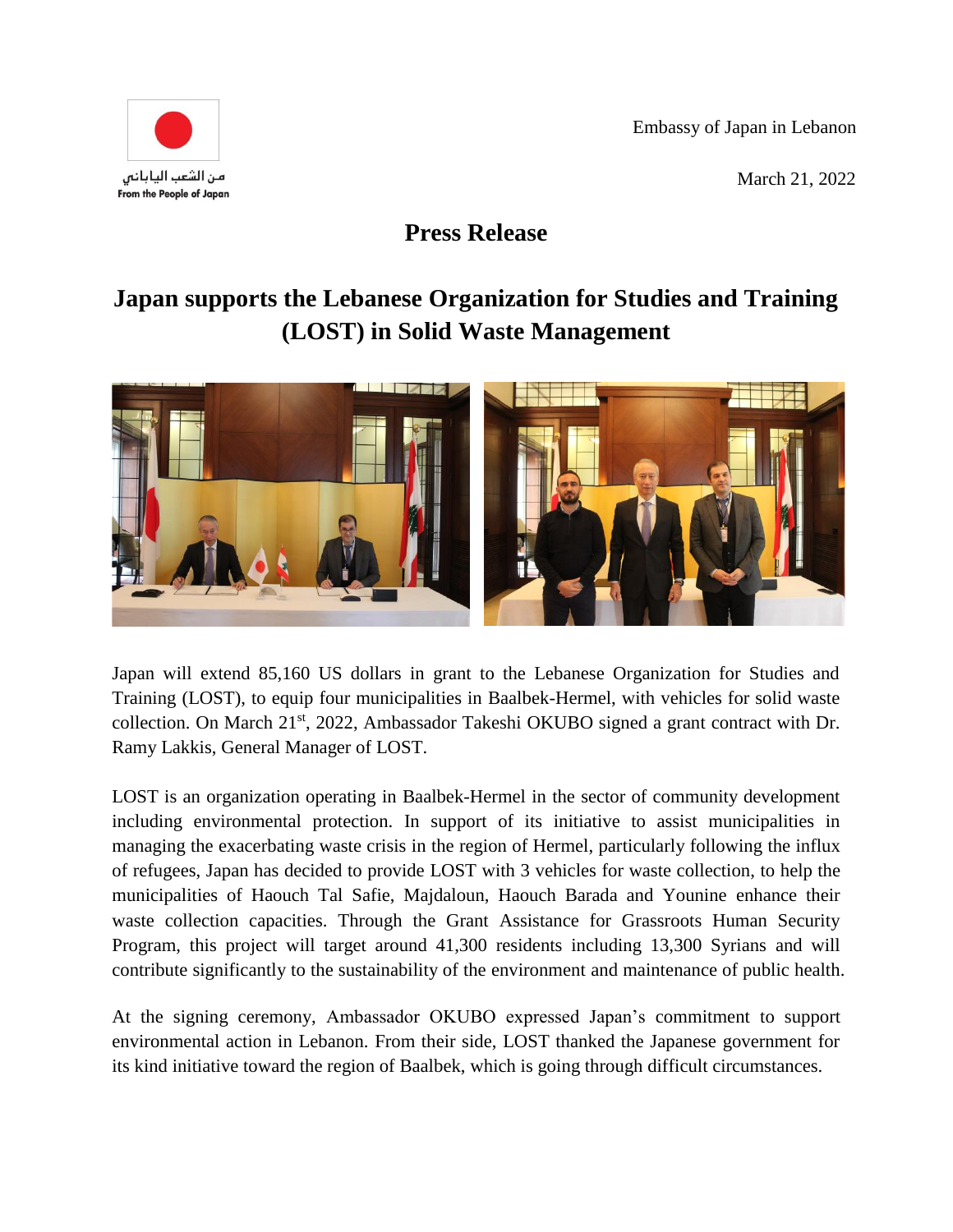مـن الشعب اليابانـي
From the People of Japan

Embassy of Japan in Lebanon

March 21, 2022

# Press Release

## Japan supports the Lebanese Organization for Studies and Training (LOST) in Solid Waste Management

Japan will extend 85,160 US dollars in grant to the Lebanese Organization for Studies and Training (LOST), to equip four municipalities in Baalbek-Hermel, with vehicles for solid waste collection. On March 21st, 2022, Ambassador Takeshi OKUBO signed a grant contract with Dr. Ramy Lakkis, General Manager of LOST.

LOST is an organization operating in Baalbek-Hermel in the sector of community development including environmental protection. In support of its initiative to assist municipalities in managing the exacerbating waste crisis in the region of Hermel, particularly following the influx of refugees, Japan has decided to provide LOST with 3 vehicles for waste collection, to help the municipalities of Haouch Tal Safie, Majdaloun, Haouch Barada and Younine enhance their waste collection capacities. Through the Grant Assistance for Grassroots Human Security Program, this project will target around 41,300 residents including 13,300 Syrians and will contribute significantly to the sustainability of the environment and maintenance of public health.

At the signing ceremony, Ambassador OKUBO expressed Japan's commitment to support environmental action in Lebanon. From their side, LOST thanked the Japanese government for its kind initiative toward the region of Baalbek, which is going through difficult circumstances.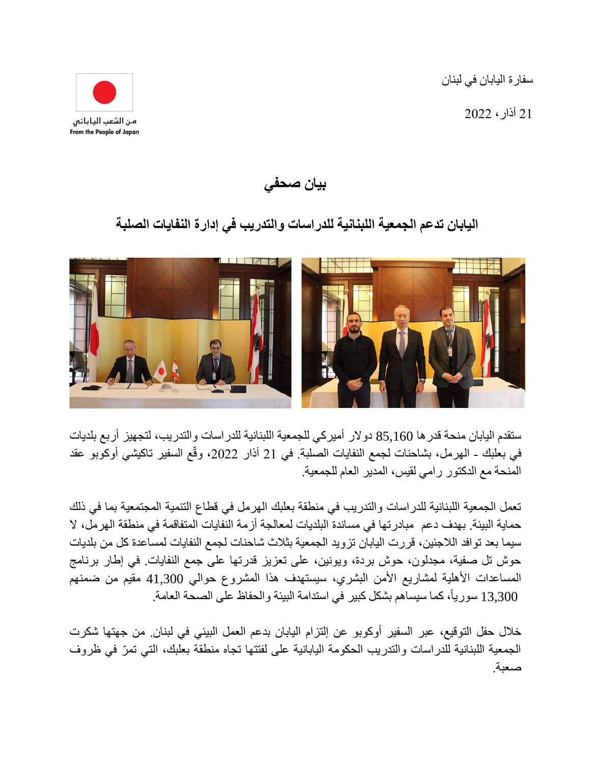سفارة اليابان في لبنان

21 آذار، 2022

من الشعب الياباني
From the People of Japan

# بيان صحفي

## اليابان تدعم الجمعية اللبنانية للدراسات والتدريب في إدارة النفايات الصلبة

ستقدم اليابان منحة قدرها 85,160 دولار أميركي للجمعية اللبنانية للدراسات والتدريب، لتجهيز أربع بلديات في بعلبك - الهرمل، بشاحنات لجمع النفايات الصلبة. في 21 آذار 2022، وقّع السفير تاكيشي أوكوبو عقد المنحة مع الدكتور رامي لقيس، المدير العام للجمعية.

تعمل الجمعية اللبنانية للدراسات والتدريب في منطقة بعلبك الهرمل في قطاع التنمية المجتمعية بما في ذلك حماية البيئة. بهدف دعم مبادرتها في مساندة البلديات لمعالجة أزمة النفايات المتفاقمة في منطقة الهرمل، لا سيما بعد توافد اللاجئين، قررت اليابان تزويد الجمعية بثلاث شاحنات لجمع النفايات لمساعدة كل من بلديات حوش تل صفية، مجدلون، حوش بردة، ويونين، على تعزيز قدرتها على جمع النفايات. في إطار برنامج المساعدات الأهلية لمشاريع الأمن البشري، سيستهدف هذا المشروع حوالي 41,300 مقيم من ضمنهم 13,300 سورياً، كما سيساهم بشكل كبير في استدامة البيئة والحفاظ على الصحة العامة.

خلال حفل التوقيع، عبر السفير أوكوبو عن إلتزام اليابان بدعم العمل البيئي في لبنان. من جهتها شكرت الجمعية اللبنانية للدراسات والتدريب الحكومة اليابانية على لفتتها تجاه منطقة بعلبك، التي تمرّ في ظروف صعبة.